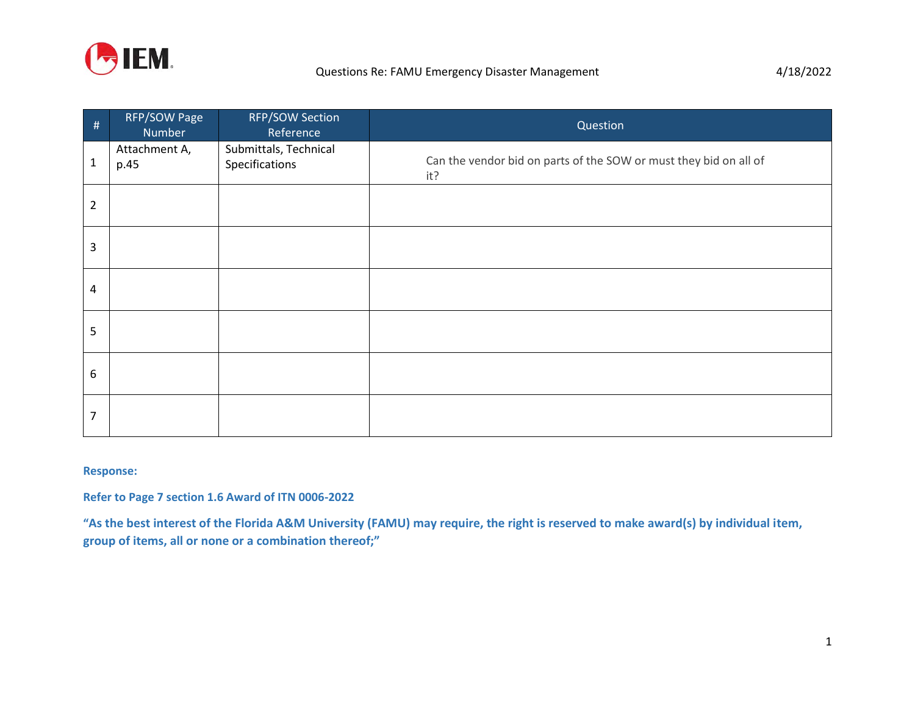IEM

Questions Re: FAMU Emergency Disaster Management 4/18/2022

| # | RFP/SOW Page Number | RFP/SOW Section Reference | Question |
|---|---|---|---|
| 1 | Attachment A, p.45 | Submittals, Technical Specifications | Can the vendor bid on parts of the SOW or must they bid on all of it? |
| 2 | | | |
| 3 | | | |
| 4 | | | |
| 5 | | | |
| 6 | | | |
| 7 | | | |

**Response:**

**Refer to Page 7 section 1.6 Award of ITN 0006-2022**

**"As the best interest of the Florida A&M University (FAMU) may require, the right is reserved to make award(s) by individual item, group of items, all or none or a combination thereof;"**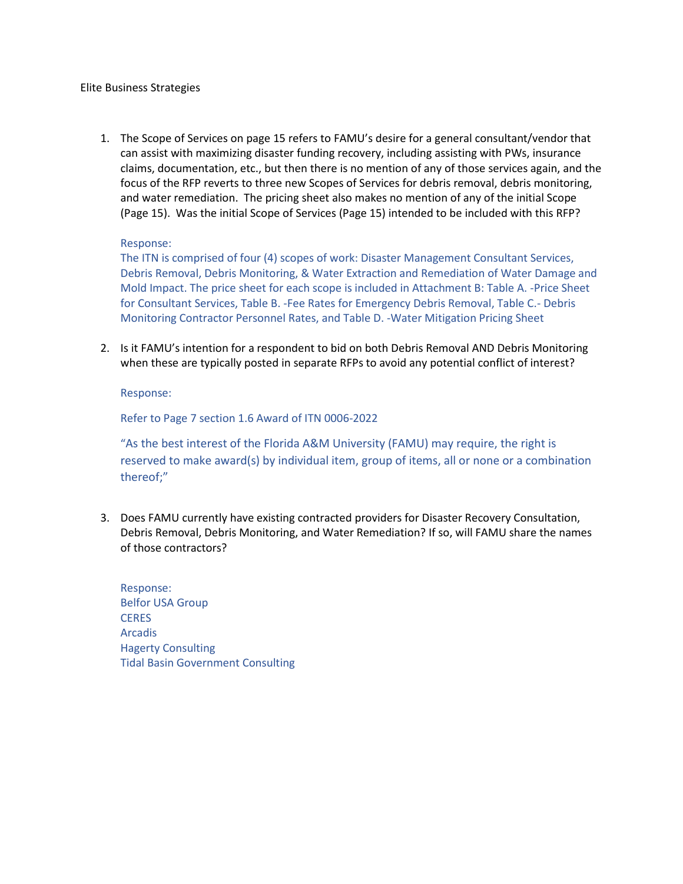Elite Business Strategies

1. The Scope of Services on page 15 refers to FAMU's desire for a general consultant/vendor that can assist with maximizing disaster funding recovery, including assisting with PWs, insurance claims, documentation, etc., but then there is no mention of any of those services again, and the focus of the RFP reverts to three new Scopes of Services for debris removal, debris monitoring, and water remediation. The pricing sheet also makes no mention of any of the initial Scope (Page 15). Was the initial Scope of Services (Page 15) intended to be included with this RFP?

   Response:
   The ITN is comprised of four (4) scopes of work: Disaster Management Consultant Services, Debris Removal, Debris Monitoring, & Water Extraction and Remediation of Water Damage and Mold Impact. The price sheet for each scope is included in Attachment B: Table A. -Price Sheet for Consultant Services, Table B. -Fee Rates for Emergency Debris Removal, Table C.- Debris Monitoring Contractor Personnel Rates, and Table D. -Water Mitigation Pricing Sheet

2. Is it FAMU's intention for a respondent to bid on both Debris Removal AND Debris Monitoring when these are typically posted in separate RFPs to avoid any potential conflict of interest?

   Response:

   Refer to Page 7 section 1.6 Award of ITN 0006-2022

   "As the best interest of the Florida A&M University (FAMU) may require, the right is reserved to make award(s) by individual item, group of items, all or none or a combination thereof;"

3. Does FAMU currently have existing contracted providers for Disaster Recovery Consultation, Debris Removal, Debris Monitoring, and Water Remediation? If so, will FAMU share the names of those contractors?

   Response:
   Belfor USA Group
   CERES
   Arcadis
   Hagerty Consulting
   Tidal Basin Government Consulting